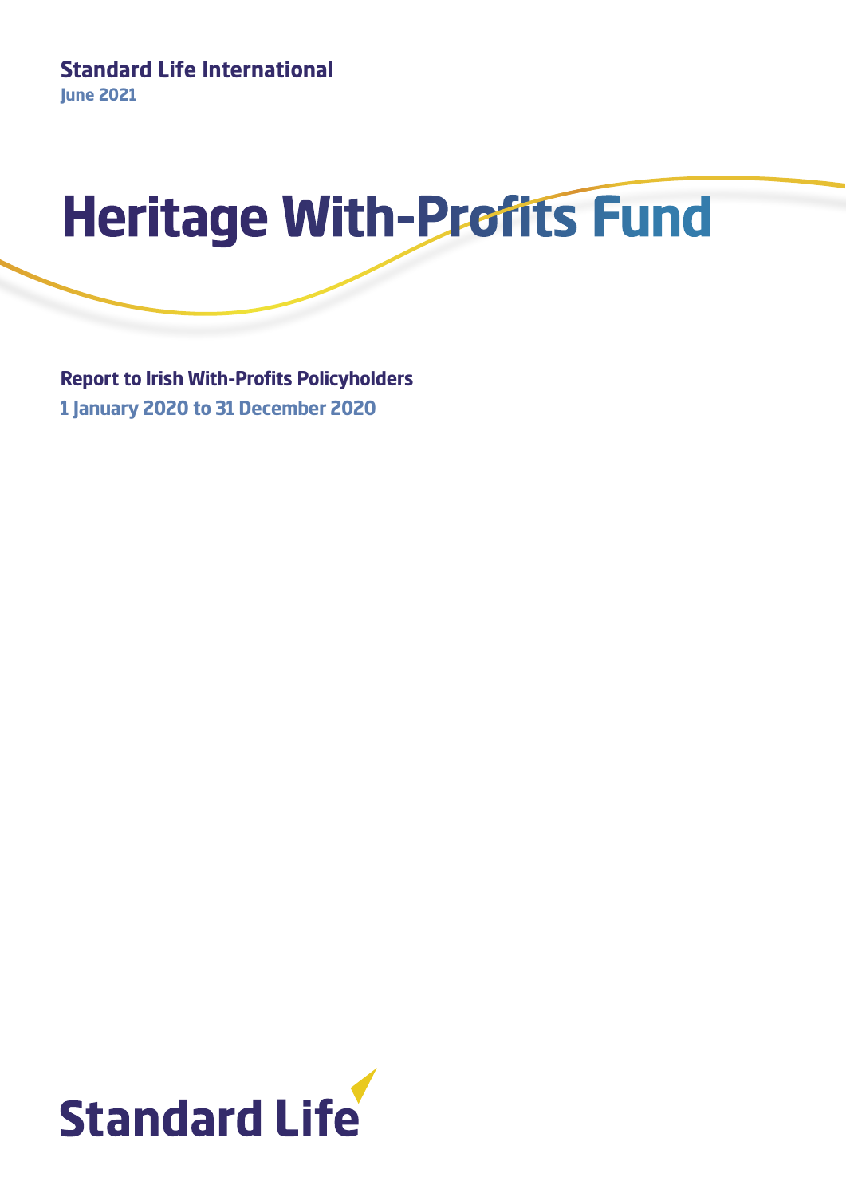**Standard Life International**
**June 2021**

# Heritage With-Profits Fund

**Report to Irish With-Profits Policyholders**
**1 January 2020 to 31 December 2020**

Standard Life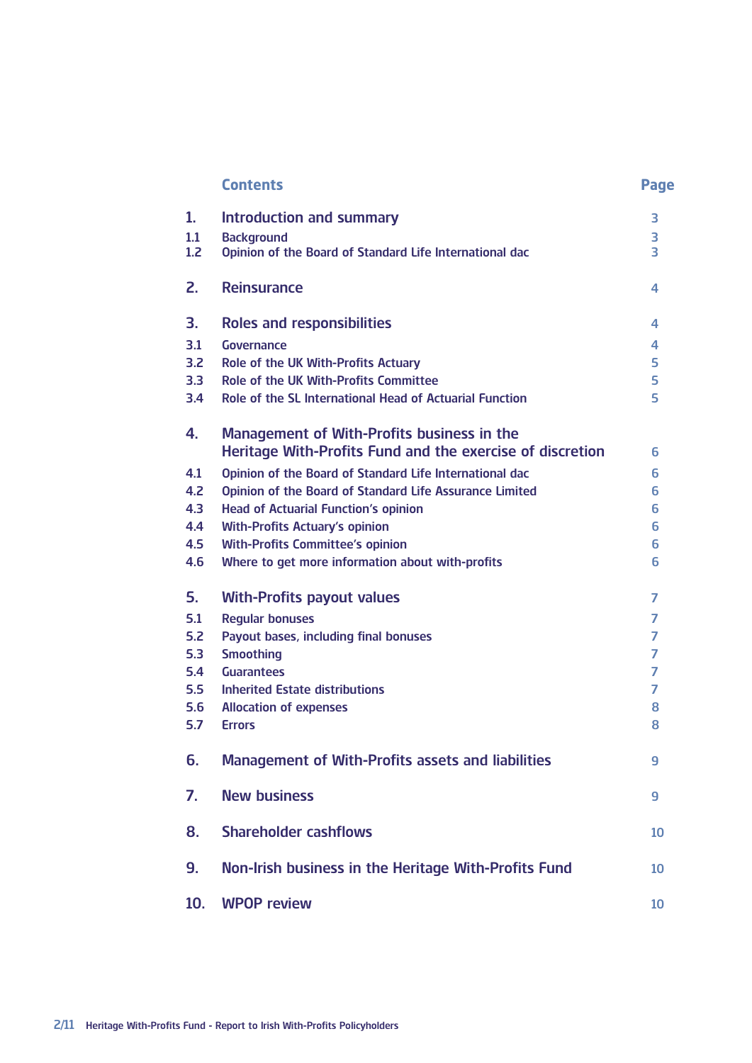## Contents

| | Contents | Page |
|---|---|---|
| **1.** | **Introduction and summary** | 3 |
| 1.1 | Background | 3 |
| 1.2 | Opinion of the Board of Standard Life International dac | 3 |
| **2.** | **Reinsurance** | 4 |
| **3.** | **Roles and responsibilities** | 4 |
| 3.1 | Governance | 4 |
| 3.2 | Role of the UK With-Profits Actuary | 5 |
| 3.3 | Role of the UK With-Profits Committee | 5 |
| 3.4 | Role of the SL International Head of Actuarial Function | 5 |
| **4.** | **Management of With-Profits business in the Heritage With-Profits Fund and the exercise of discretion** | 6 |
| 4.1 | Opinion of the Board of Standard Life International dac | 6 |
| 4.2 | Opinion of the Board of Standard Life Assurance Limited | 6 |
| 4.3 | Head of Actuarial Function's opinion | 6 |
| 4.4 | With-Profits Actuary's opinion | 6 |
| 4.5 | With-Profits Committee's opinion | 6 |
| 4.6 | Where to get more information about with-profits | 6 |
| **5.** | **With-Profits payout values** | 7 |
| 5.1 | Regular bonuses | 7 |
| 5.2 | Payout bases, including final bonuses | 7 |
| 5.3 | Smoothing | 7 |
| 5.4 | Guarantees | 7 |
| 5.5 | Inherited Estate distributions | 7 |
| 5.6 | Allocation of expenses | 8 |
| 5.7 | Errors | 8 |
| **6.** | **Management of With-Profits assets and liabilities** | 9 |
| **7.** | **New business** | 9 |
| **8.** | **Shareholder cashflows** | 10 |
| **9.** | **Non-Irish business in the Heritage With-Profits Fund** | 10 |
| **10.** | **WPOP review** | 10 |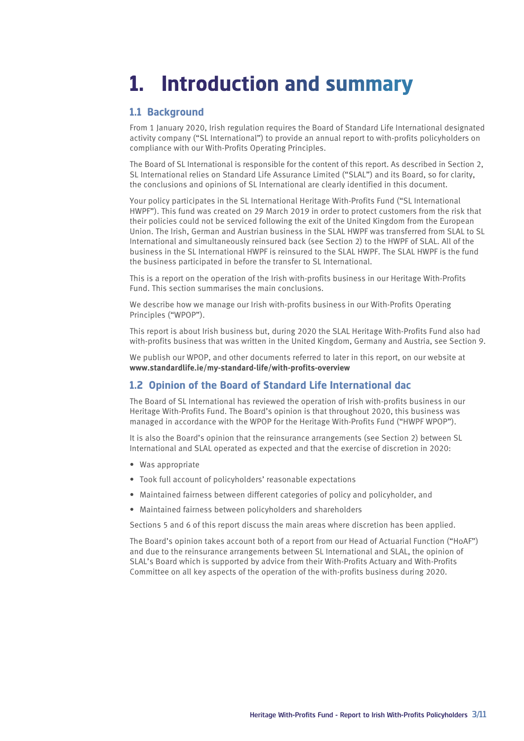# 1. Introduction and summary

## 1.1 Background

From 1 January 2020, Irish regulation requires the Board of Standard Life International designated activity company ("SL International") to provide an annual report to with-profits policyholders on compliance with our With-Profits Operating Principles.

The Board of SL International is responsible for the content of this report. As described in Section 2, SL International relies on Standard Life Assurance Limited ("SLAL") and its Board, so for clarity, the conclusions and opinions of SL International are clearly identified in this document.

Your policy participates in the SL International Heritage With-Profits Fund ("SL International HWPF"). This fund was created on 29 March 2019 in order to protect customers from the risk that their policies could not be serviced following the exit of the United Kingdom from the European Union. The Irish, German and Austrian business in the SLAL HWPF was transferred from SLAL to SL International and simultaneously reinsured back (see Section 2) to the HWPF of SLAL. All of the business in the SL International HWPF is reinsured to the SLAL HWPF. The SLAL HWPF is the fund the business participated in before the transfer to SL International.

This is a report on the operation of the Irish with-profits business in our Heritage With-Profits Fund. This section summarises the main conclusions.

We describe how we manage our Irish with-profits business in our With-Profits Operating Principles ("WPOP").

This report is about Irish business but, during 2020 the SLAL Heritage With-Profits Fund also had with-profits business that was written in the United Kingdom, Germany and Austria, see Section 9.

We publish our WPOP, and other documents referred to later in this report, on our website at **www.standardlife.ie/my-standard-life/with-profits-overview**

## 1.2 Opinion of the Board of Standard Life International dac

The Board of SL International has reviewed the operation of Irish with-profits business in our Heritage With-Profits Fund. The Board's opinion is that throughout 2020, this business was managed in accordance with the WPOP for the Heritage With-Profits Fund ("HWPF WPOP").

It is also the Board's opinion that the reinsurance arrangements (see Section 2) between SL International and SLAL operated as expected and that the exercise of discretion in 2020:

- Was appropriate
- Took full account of policyholders' reasonable expectations
- Maintained fairness between different categories of policy and policyholder, and
- Maintained fairness between policyholders and shareholders

Sections 5 and 6 of this report discuss the main areas where discretion has been applied.

The Board's opinion takes account both of a report from our Head of Actuarial Function ("HoAF") and due to the reinsurance arrangements between SL International and SLAL, the opinion of SLAL's Board which is supported by advice from their With-Profits Actuary and With-Profits Committee on all key aspects of the operation of the with-profits business during 2020.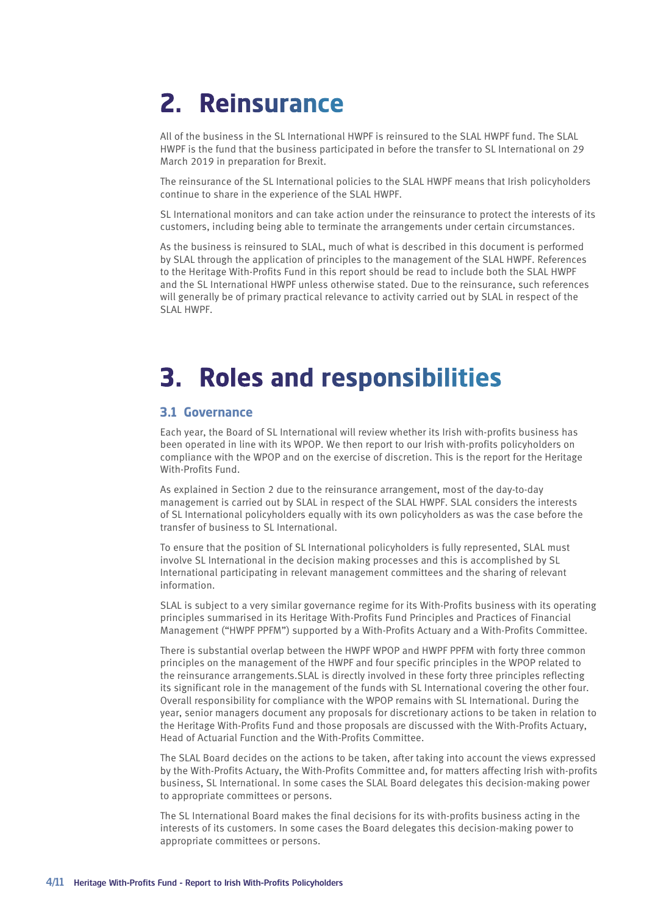# 2. Reinsurance

All of the business in the SL International HWPF is reinsured to the SLAL HWPF fund. The SLAL HWPF is the fund that the business participated in before the transfer to SL International on 29 March 2019 in preparation for Brexit.

The reinsurance of the SL International policies to the SLAL HWPF means that Irish policyholders continue to share in the experience of the SLAL HWPF.

SL International monitors and can take action under the reinsurance to protect the interests of its customers, including being able to terminate the arrangements under certain circumstances.

As the business is reinsured to SLAL, much of what is described in this document is performed by SLAL through the application of principles to the management of the SLAL HWPF. References to the Heritage With-Profits Fund in this report should be read to include both the SLAL HWPF and the SL International HWPF unless otherwise stated. Due to the reinsurance, such references will generally be of primary practical relevance to activity carried out by SLAL in respect of the SLAL HWPF.

# 3. Roles and responsibilities

## 3.1 Governance

Each year, the Board of SL International will review whether its Irish with-profits business has been operated in line with its WPOP. We then report to our Irish with-profits policyholders on compliance with the WPOP and on the exercise of discretion. This is the report for the Heritage With-Profits Fund.

As explained in Section 2 due to the reinsurance arrangement, most of the day-to-day management is carried out by SLAL in respect of the SLAL HWPF. SLAL considers the interests of SL International policyholders equally with its own policyholders as was the case before the transfer of business to SL International.

To ensure that the position of SL International policyholders is fully represented, SLAL must involve SL International in the decision making processes and this is accomplished by SL International participating in relevant management committees and the sharing of relevant information.

SLAL is subject to a very similar governance regime for its With-Profits business with its operating principles summarised in its Heritage With-Profits Fund Principles and Practices of Financial Management ("HWPF PPFM") supported by a With-Profits Actuary and a With-Profits Committee.

There is substantial overlap between the HWPF WPOP and HWPF PPFM with forty three common principles on the management of the HWPF and four specific principles in the WPOP related to the reinsurance arrangements.SLAL is directly involved in these forty three principles reflecting its significant role in the management of the funds with SL International covering the other four. Overall responsibility for compliance with the WPOP remains with SL International. During the year, senior managers document any proposals for discretionary actions to be taken in relation to the Heritage With-Profits Fund and those proposals are discussed with the With-Profits Actuary, Head of Actuarial Function and the With-Profits Committee.

The SLAL Board decides on the actions to be taken, after taking into account the views expressed by the With-Profits Actuary, the With-Profits Committee and, for matters affecting Irish with-profits business, SL International. In some cases the SLAL Board delegates this decision-making power to appropriate committees or persons.

The SL International Board makes the final decisions for its with-profits business acting in the interests of its customers. In some cases the Board delegates this decision-making power to appropriate committees or persons.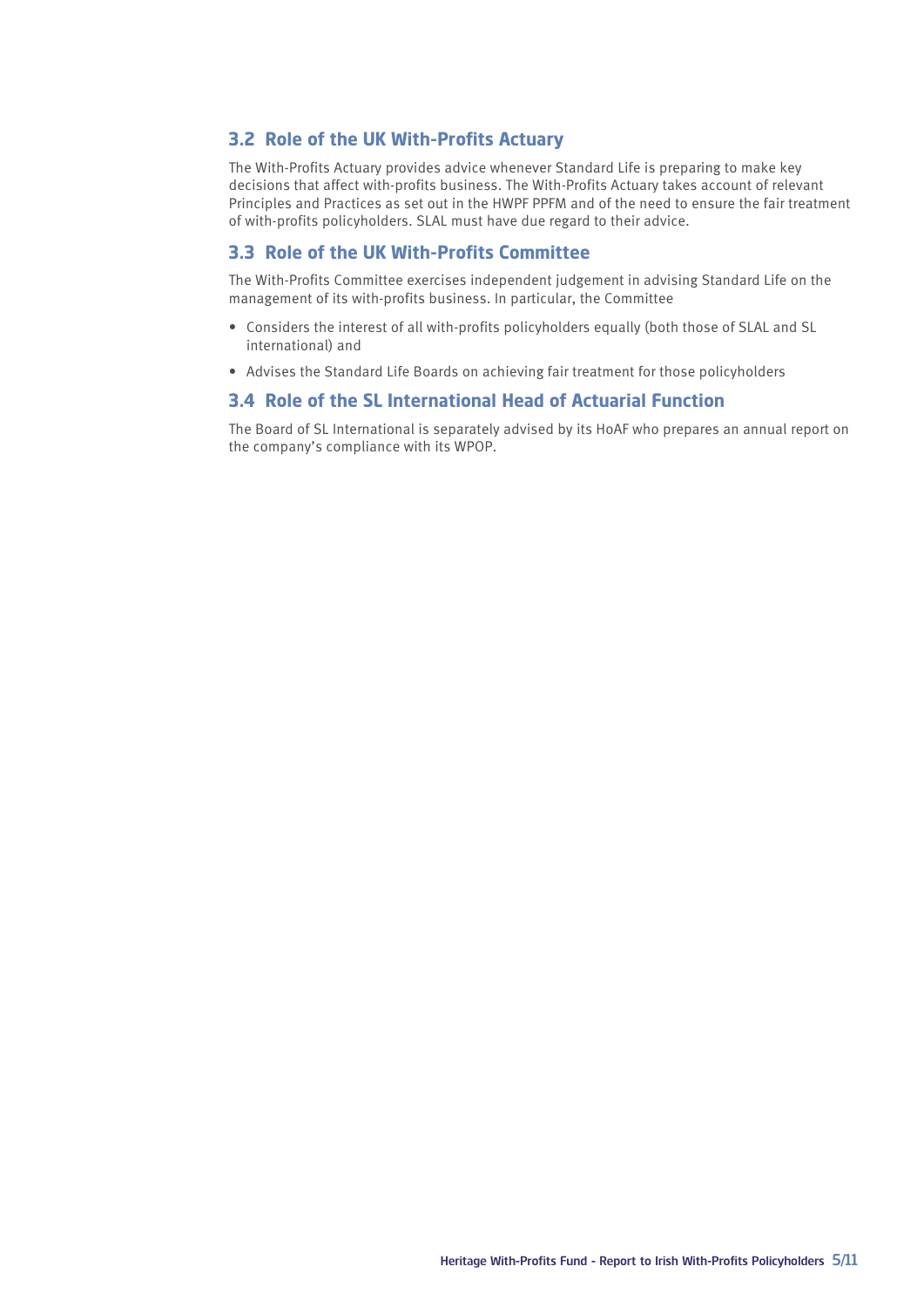### 3.2 Role of the UK With-Profits Actuary

The With-Profits Actuary provides advice whenever Standard Life is preparing to make key decisions that affect with-profits business. The With-Profits Actuary takes account of relevant Principles and Practices as set out in the HWPF PPFM and of the need to ensure the fair treatment of with-profits policyholders. SLAL must have due regard to their advice.

### 3.3 Role of the UK With-Profits Committee

The With-Profits Committee exercises independent judgement in advising Standard Life on the management of its with-profits business. In particular, the Committee

- Considers the interest of all with-profits policyholders equally (both those of SLAL and SL international) and
- Advises the Standard Life Boards on achieving fair treatment for those policyholders

### 3.4 Role of the SL International Head of Actuarial Function

The Board of SL International is separately advised by its HoAF who prepares an annual report on the company's compliance with its WPOP.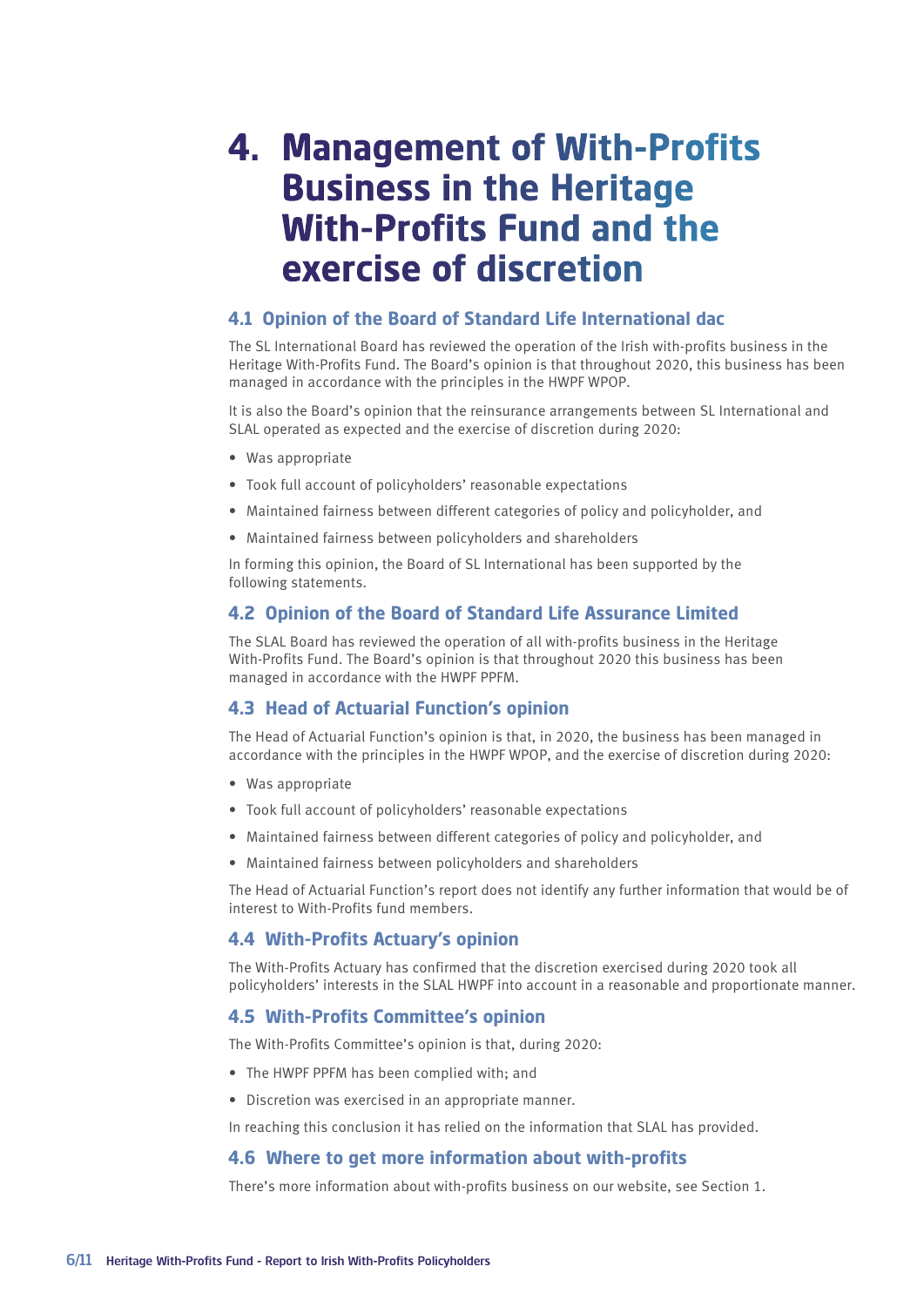# 4. Management of With-Profits Business in the Heritage With-Profits Fund and the exercise of discretion

## 4.1 Opinion of the Board of Standard Life International dac

The SL International Board has reviewed the operation of the Irish with-profits business in the Heritage With-Profits Fund. The Board's opinion is that throughout 2020, this business has been managed in accordance with the principles in the HWPF WPOP.

It is also the Board's opinion that the reinsurance arrangements between SL International and SLAL operated as expected and the exercise of discretion during 2020:

- Was appropriate
- Took full account of policyholders' reasonable expectations
- Maintained fairness between different categories of policy and policyholder, and
- Maintained fairness between policyholders and shareholders

In forming this opinion, the Board of SL International has been supported by the following statements.

## 4.2 Opinion of the Board of Standard Life Assurance Limited

The SLAL Board has reviewed the operation of all with-profits business in the Heritage With-Profits Fund. The Board's opinion is that throughout 2020 this business has been managed in accordance with the HWPF PPFM.

## 4.3 Head of Actuarial Function's opinion

The Head of Actuarial Function's opinion is that, in 2020, the business has been managed in accordance with the principles in the HWPF WPOP, and the exercise of discretion during 2020:

- Was appropriate
- Took full account of policyholders' reasonable expectations
- Maintained fairness between different categories of policy and policyholder, and
- Maintained fairness between policyholders and shareholders

The Head of Actuarial Function's report does not identify any further information that would be of interest to With-Profits fund members.

## 4.4 With-Profits Actuary's opinion

The With-Profits Actuary has confirmed that the discretion exercised during 2020 took all policyholders' interests in the SLAL HWPF into account in a reasonable and proportionate manner.

## 4.5 With-Profits Committee's opinion

The With-Profits Committee's opinion is that, during 2020:

- The HWPF PPFM has been complied with; and
- Discretion was exercised in an appropriate manner.

In reaching this conclusion it has relied on the information that SLAL has provided.

## 4.6 Where to get more information about with-profits

There's more information about with-profits business on our website, see Section 1.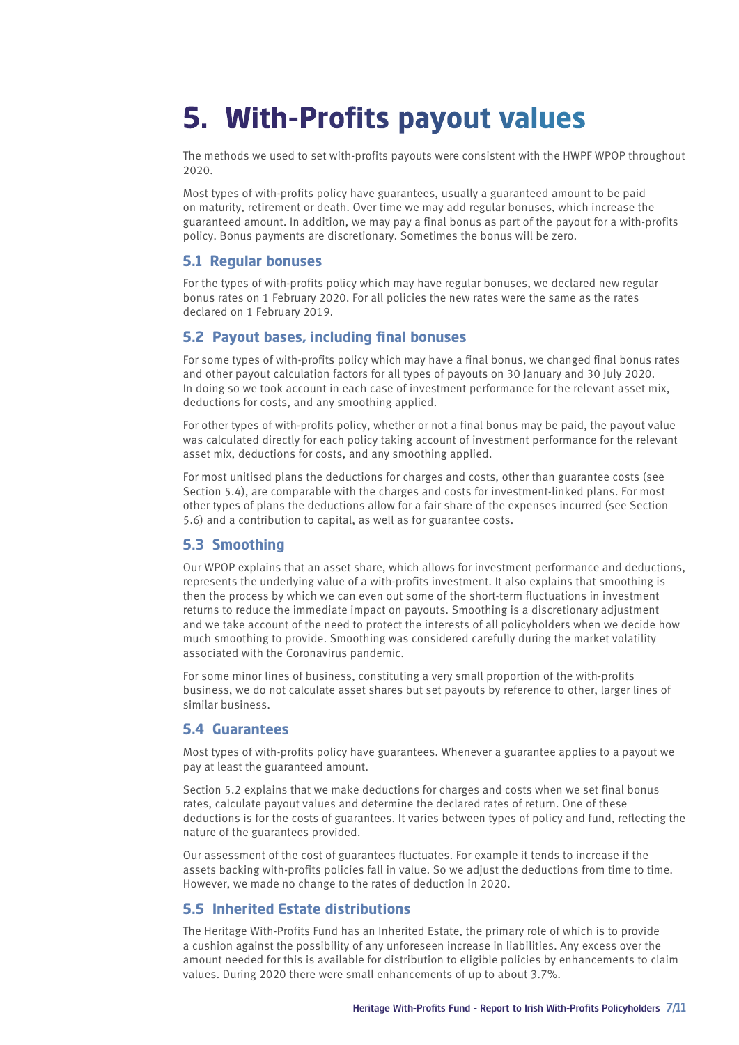# 5. With-Profits payout values

The methods we used to set with-profits payouts were consistent with the HWPF WPOP throughout 2020.

Most types of with-profits policy have guarantees, usually a guaranteed amount to be paid on maturity, retirement or death. Over time we may add regular bonuses, which increase the guaranteed amount. In addition, we may pay a final bonus as part of the payout for a with-profits policy. Bonus payments are discretionary. Sometimes the bonus will be zero.

## 5.1 Regular bonuses

For the types of with-profits policy which may have regular bonuses, we declared new regular bonus rates on 1 February 2020. For all policies the new rates were the same as the rates declared on 1 February 2019.

## 5.2 Payout bases, including final bonuses

For some types of with-profits policy which may have a final bonus, we changed final bonus rates and other payout calculation factors for all types of payouts on 30 January and 30 July 2020. In doing so we took account in each case of investment performance for the relevant asset mix, deductions for costs, and any smoothing applied.

For other types of with-profits policy, whether or not a final bonus may be paid, the payout value was calculated directly for each policy taking account of investment performance for the relevant asset mix, deductions for costs, and any smoothing applied.

For most unitised plans the deductions for charges and costs, other than guarantee costs (see Section 5.4), are comparable with the charges and costs for investment-linked plans. For most other types of plans the deductions allow for a fair share of the expenses incurred (see Section 5.6) and a contribution to capital, as well for guarantee costs.

## 5.3 Smoothing

Our WPOP explains that an asset share, which allows for investment performance and deductions, represents the underlying value of a with-profits investment. It also explains that smoothing is then the process by which we can even out some of the short-term fluctuations in investment returns to reduce the immediate impact on payouts. Smoothing is a discretionary adjustment and we take account of the need to protect the interests of all policyholders when we decide how much smoothing to provide. Smoothing was considered carefully during the market volatility associated with the Coronavirus pandemic.

For some minor lines of business, constituting a very small proportion of the with-profits business, we do not calculate asset shares but set payouts by reference to other, larger lines of similar business.

## 5.4 Guarantees

Most types of with-profits policy have guarantees. Whenever a guarantee applies to a payout we pay at least the guaranteed amount.

Section 5.2 explains that we make deductions for charges and costs when we set final bonus rates, calculate payout values and determine the declared rates of return. One of these deductions is for the costs of guarantees. It varies between types of policy and fund, reflecting the nature of the guarantees provided.

Our assessment of the cost of guarantees fluctuates. For example it tends to increase if the assets backing with-profits policies fall in value. So we adjust the deductions from time to time. However, we made no change to the rates of deduction in 2020.

## 5.5 Inherited Estate distributions

The Heritage With-Profits Fund has an Inherited Estate, the primary role of which is to provide a cushion against the possibility of any unforeseen increase in liabilities. Any excess over the amount needed for this is available for distribution to eligible policies by enhancements to claim values. During 2020 there were small enhancements of up to about 3.7%.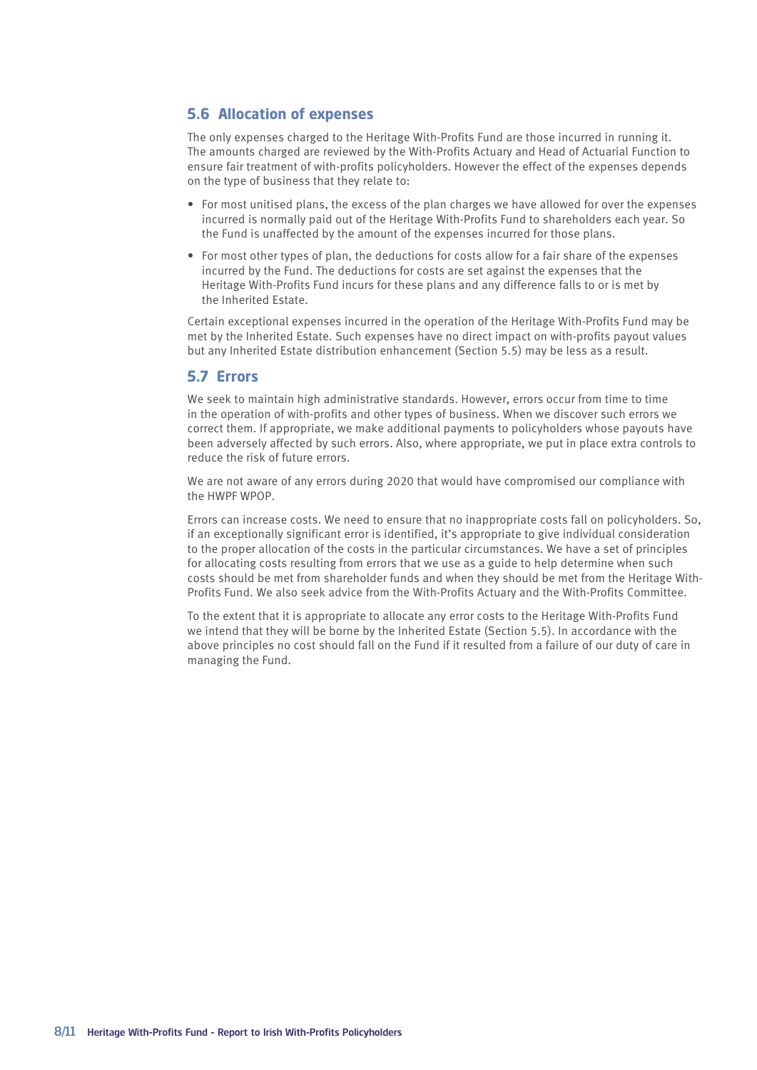## 5.6 Allocation of expenses

The only expenses charged to the Heritage With-Profits Fund are those incurred in running it. The amounts charged are reviewed by the With-Profits Actuary and Head of Actuarial Function to ensure fair treatment of with-profits policyholders. However the effect of the expenses depends on the type of business that they relate to:

- For most unitised plans, the excess of the plan charges we have allowed for over the expenses incurred is normally paid out of the Heritage With-Profits Fund to shareholders each year. So the Fund is unaffected by the amount of the expenses incurred for those plans.
- For most other types of plan, the deductions for costs allow for a fair share of the expenses incurred by the Fund. The deductions for costs are set against the expenses that the Heritage With-Profits Fund incurs for these plans and any difference falls to or is met by the Inherited Estate.

Certain exceptional expenses incurred in the operation of the Heritage With-Profits Fund may be met by the Inherited Estate. Such expenses have no direct impact on with-profits payout values but any Inherited Estate distribution enhancement (Section 5.5) may be less as a result.

## 5.7 Errors

We seek to maintain high administrative standards. However, errors occur from time to time in the operation of with-profits and other types of business. When we discover such errors we correct them. If appropriate, we make additional payments to policyholders whose payouts have been adversely affected by such errors. Also, where appropriate, we put in place extra controls to reduce the risk of future errors.

We are not aware of any errors during 2020 that would have compromised our compliance with the HWPF WPOP.

Errors can increase costs. We need to ensure that no inappropriate costs fall on policyholders. So, if an exceptionally significant error is identified, it's appropriate to give individual consideration to the proper allocation of the costs in the particular circumstances. We have a set of principles for allocating costs resulting from errors that we use as a guide to help determine when such costs should be met from shareholder funds and when they should be met from the Heritage With-Profits Fund. We also seek advice from the With-Profits Actuary and the With-Profits Committee.

To the extent that it is appropriate to allocate any error costs to the Heritage With-Profits Fund we intend that they will be borne by the Inherited Estate (Section 5.5). In accordance with the above principles no cost should fall on the Fund if it resulted from a failure of our duty of care in managing the Fund.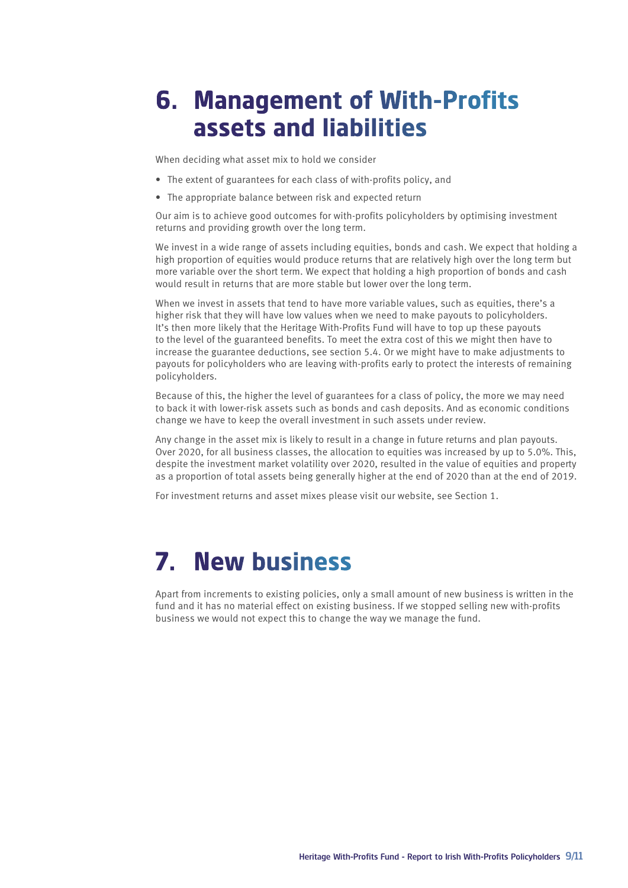# 6. Management of With-Profits assets and liabilities

When deciding what asset mix to hold we consider

- The extent of guarantees for each class of with-profits policy, and
- The appropriate balance between risk and expected return

Our aim is to achieve good outcomes for with-profits policyholders by optimising investment returns and providing growth over the long term.

We invest in a wide range of assets including equities, bonds and cash. We expect that holding a high proportion of equities would produce returns that are relatively high over the long term but more variable over the short term. We expect that holding a high proportion of bonds and cash would result in returns that are more stable but lower over the long term.

When we invest in assets that tend to have more variable values, such as equities, there's a higher risk that they will have low values when we need to make payouts to policyholders. It's then more likely that the Heritage With-Profits Fund will have to top up these payouts to the level of the guaranteed benefits. To meet the extra cost of this we might then have to increase the guarantee deductions, see section 5.4. Or we might have to make adjustments to payouts for policyholders who are leaving with-profits early to protect the interests of remaining policyholders.

Because of this, the higher the level of guarantees for a class of policy, the more we may need to back it with lower-risk assets such as bonds and cash deposits. And as economic conditions change we have to keep the overall investment in such assets under review.

Any change in the asset mix is likely to result in a change in future returns and plan payouts. Over 2020, for all business classes, the allocation to equities was increased by up to 5.0%. This, despite the investment market volatility over 2020, resulted in the value of equities and property as a proportion of total assets being generally higher at the end of 2020 than at the end of 2019.

For investment returns and asset mixes please visit our website, see Section 1.

# 7. New business

Apart from increments to existing policies, only a small amount of new business is written in the fund and it has no material effect on existing business. If we stopped selling new with-profits business we would not expect this to change the way we manage the fund.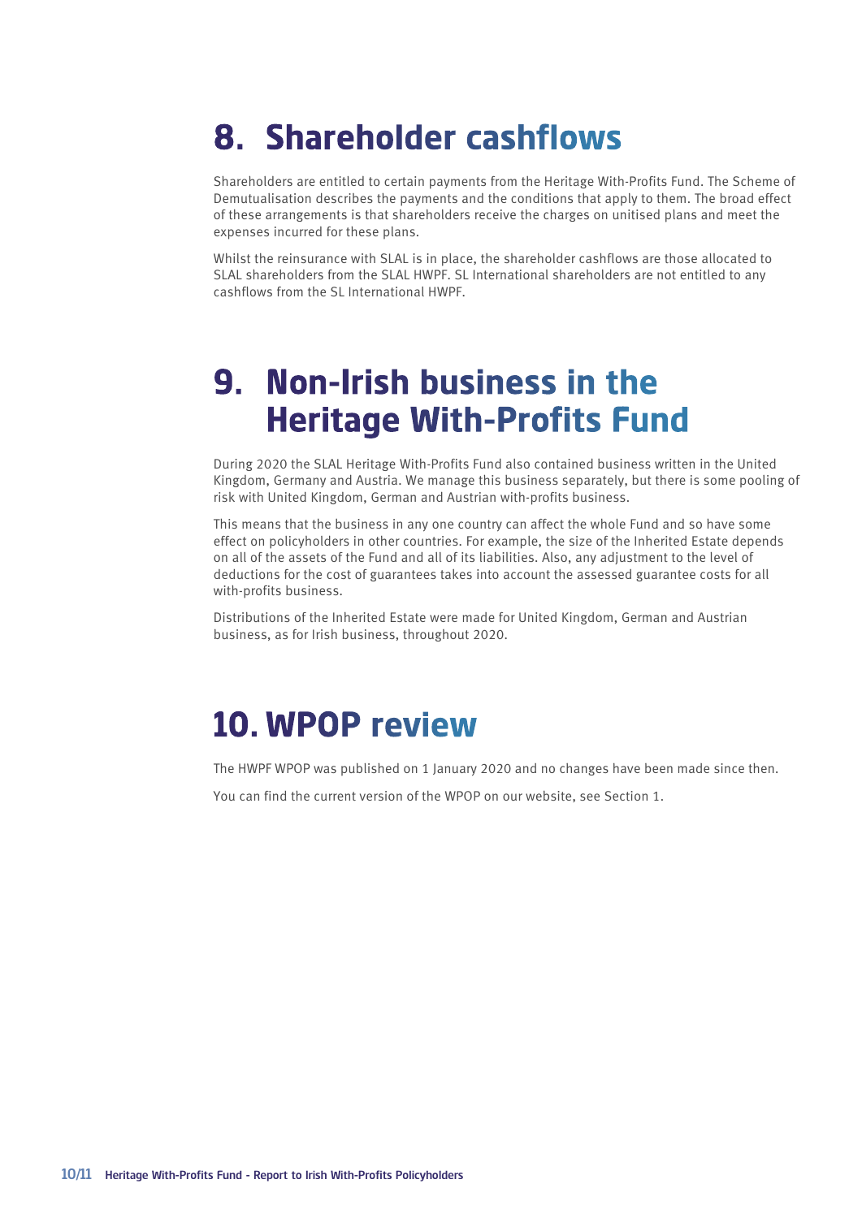# 8. Shareholder cashflows

Shareholders are entitled to certain payments from the Heritage With-Profits Fund. The Scheme of Demutualisation describes the payments and the conditions that apply to them. The broad effect of these arrangements is that shareholders receive the charges on unitised plans and meet the expenses incurred for these plans.

Whilst the reinsurance with SLAL is in place, the shareholder cashflows are those allocated to SLAL shareholders from the SLAL HWPF. SL International shareholders are not entitled to any cashflows from the SL International HWPF.

# 9. Non-Irish business in the Heritage With-Profits Fund

During 2020 the SLAL Heritage With-Profits Fund also contained business written in the United Kingdom, Germany and Austria. We manage this business separately, but there is some pooling of risk with United Kingdom, German and Austrian with-profits business.

This means that the business in any one country can affect the whole Fund and so have some effect on policyholders in other countries. For example, the size of the Inherited Estate depends on all of the assets of the Fund and all of its liabilities. Also, any adjustment to the level of deductions for the cost of guarantees takes into account the assessed guarantee costs for all with-profits business.

Distributions of the Inherited Estate were made for United Kingdom, German and Austrian business, as for Irish business, throughout 2020.

# 10. WPOP review

The HWPF WPOP was published on 1 January 2020 and no changes have been made since then.

You can find the current version of the WPOP on our website, see Section 1.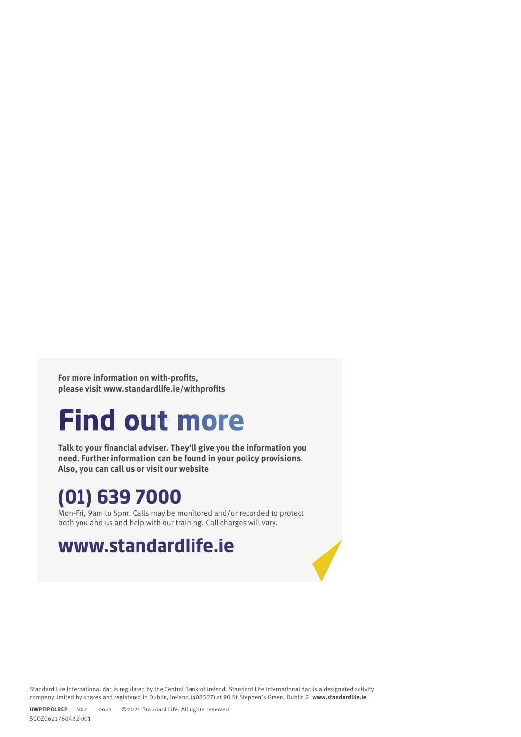**For more information on with-profits, please visit www.standardlife.ie/withprofits**

# Find out more

**Talk to your financial adviser. They'll give you the information you need. Further information can be found in your policy provisions. Also, you can call us or visit our website**

## (01) 639 7000

Mon-Fri, 9am to 5pm. Calls may be monitored and/or recorded to protect both you and us and help with our training. Call charges will vary.

## www.standardlife.ie

Standard Life International dac is regulated by the Central Bank of Ireland. Standard Life International dac is a designated activity company limited by shares and registered in Dublin, Ireland (408507) at 90 St Stephen's Green, Dublin 2. **www.standardlife.ie**

**HWPFIPOLREP** V02 0621 ©2021 Standard Life. All rights reserved.

SCOZ0621760432-001